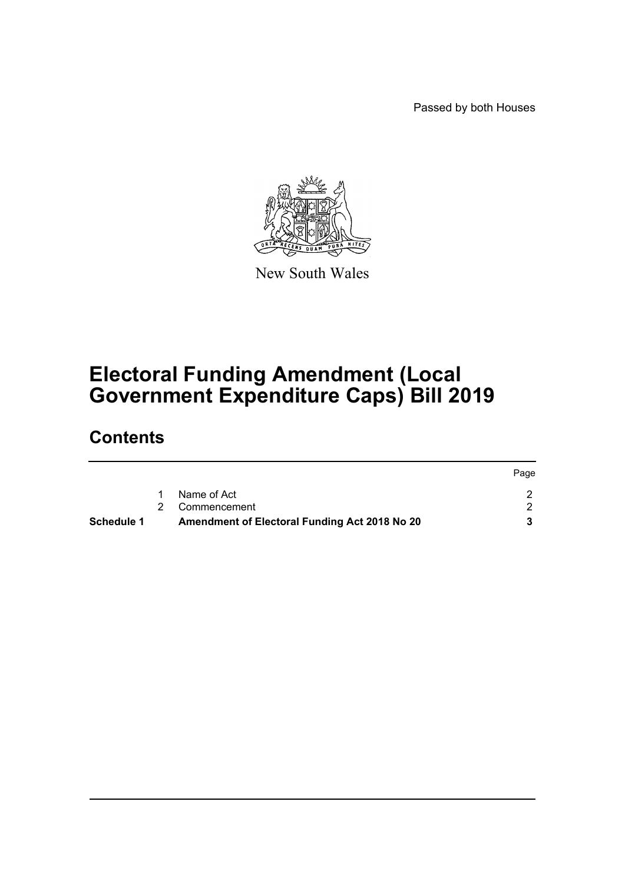Passed by both Houses

New South Wales

# Electoral Funding Amendment (Local Government Expenditure Caps) Bill 2019

## Contents

| | | | Page |
|---|---|---|---|
| | 1 | Name of Act | 2 |
| | 2 | Commencement | 2 |
| **Schedule 1** | | **Amendment of Electoral Funding Act 2018 No 20** | **3** |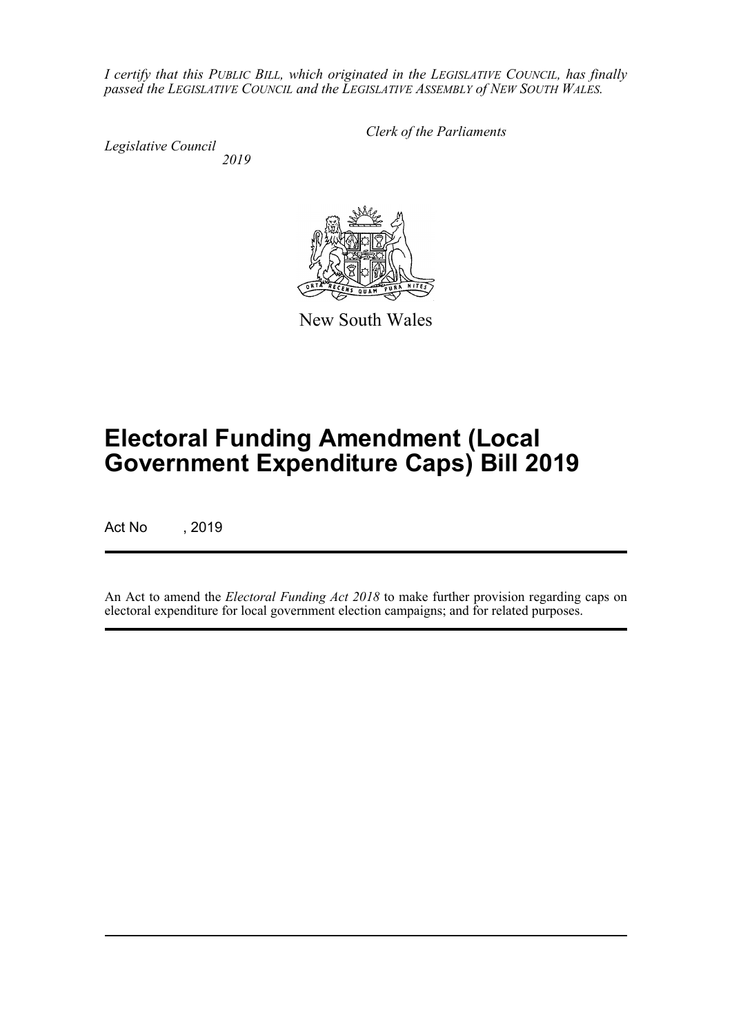*I certify that this PUBLIC BILL, which originated in the LEGISLATIVE COUNCIL, has finally passed the LEGISLATIVE COUNCIL and the LEGISLATIVE ASSEMBLY of NEW SOUTH WALES.*

*Clerk of the Parliaments*

*Legislative Council*

*2019*

New South Wales

# Electoral Funding Amendment (Local Government Expenditure Caps) Bill 2019

Act No , 2019

An Act to amend the *Electoral Funding Act 2018* to make further provision regarding caps on electoral expenditure for local government election campaigns; and for related purposes.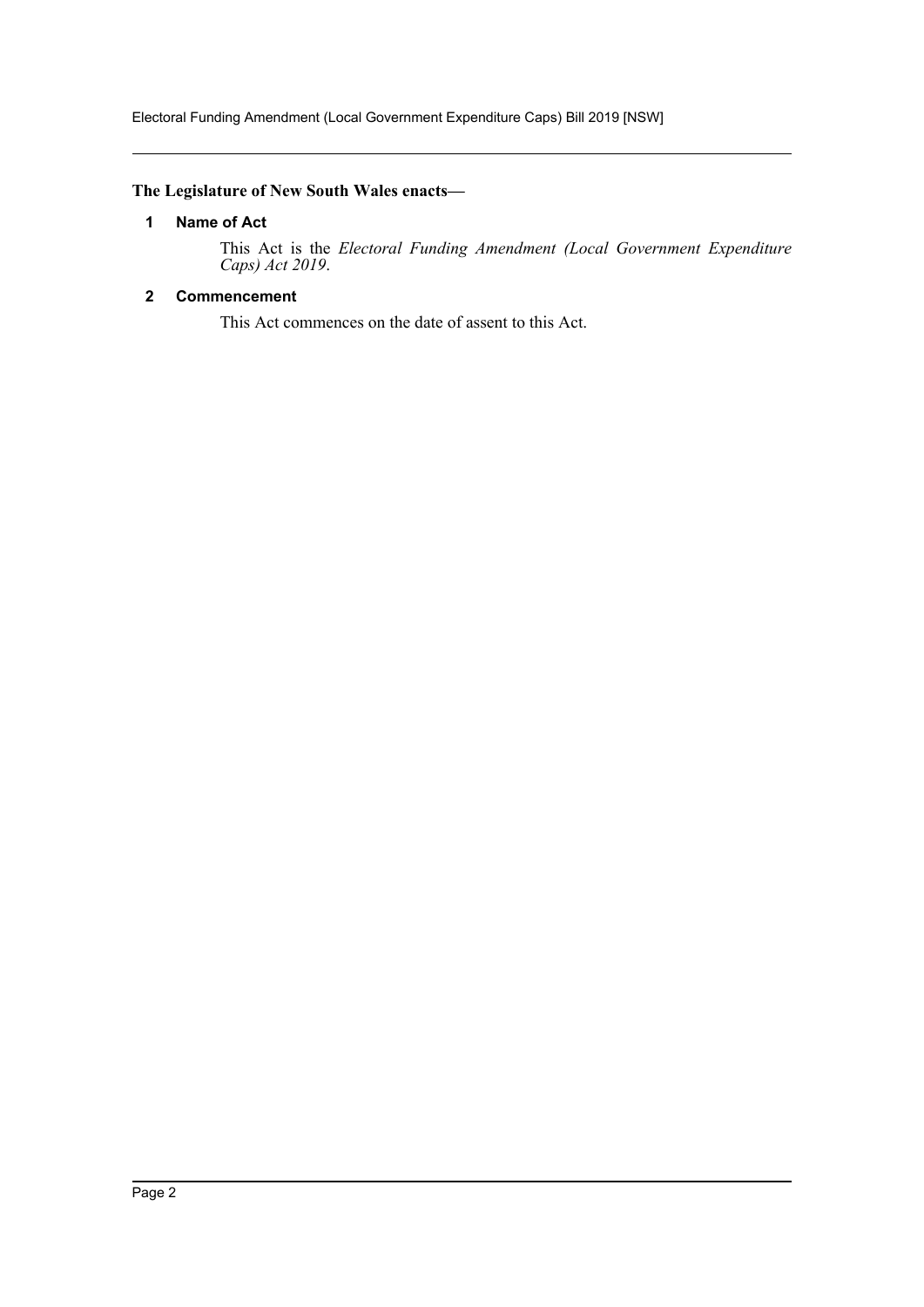**The Legislature of New South Wales enacts—**

### 1 Name of Act

This Act is the *Electoral Funding Amendment (Local Government Expenditure Caps) Act 2019*.

### 2 Commencement

This Act commences on the date of assent to this Act.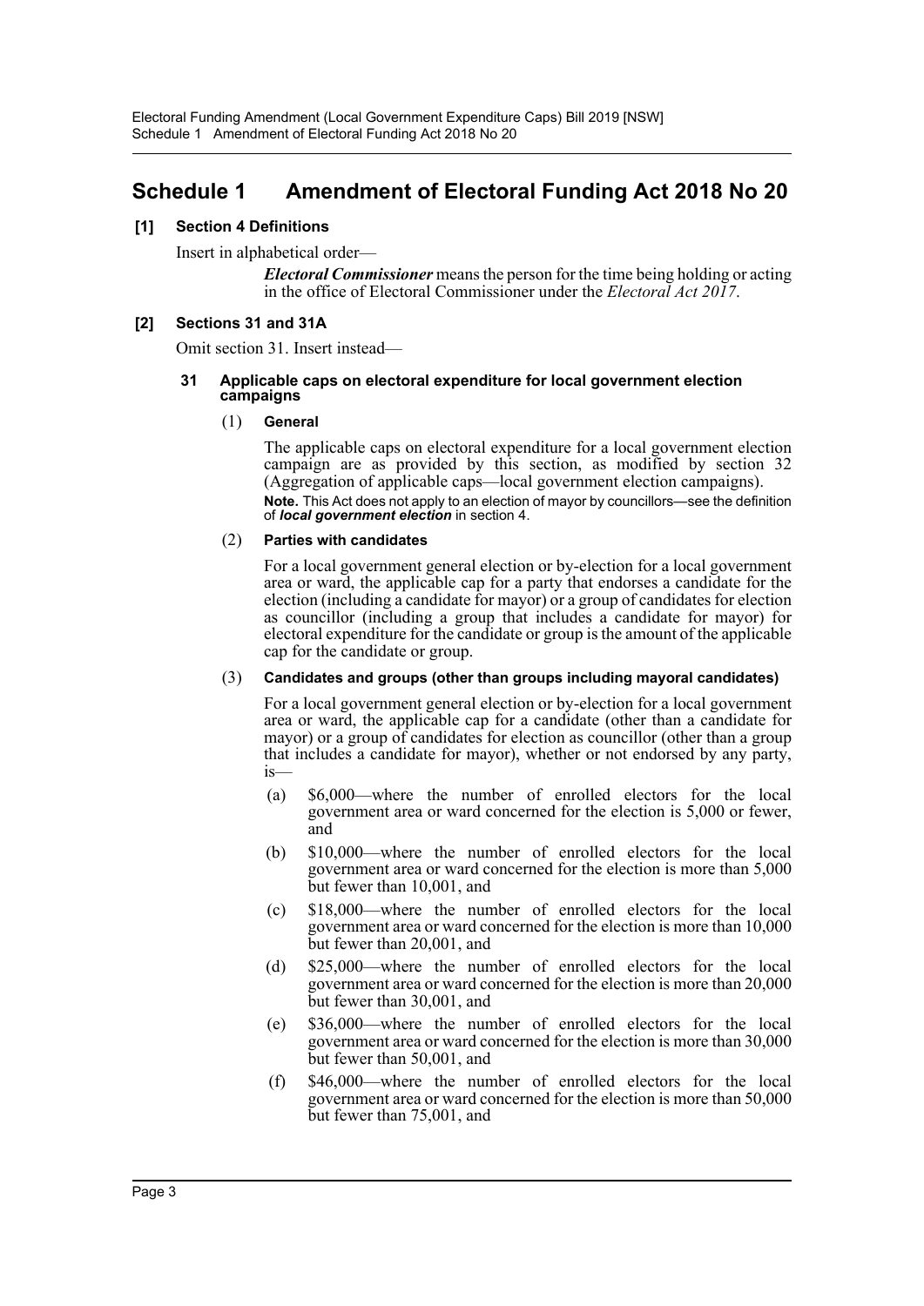# Schedule 1 Amendment of Electoral Funding Act 2018 No 20

**[1] Section 4 Definitions**

Insert in alphabetical order—

> ***Electoral Commissioner*** means the person for the time being holding or acting in the office of Electoral Commissioner under the *Electoral Act 2017*.

**[2] Sections 31 and 31A**

Omit section 31. Insert instead—

**31 Applicable caps on electoral expenditure for local government election campaigns**

(1) **General**

The applicable caps on electoral expenditure for a local government election campaign are as provided by this section, as modified by section 32 (Aggregation of applicable caps—local government election campaigns).

**Note.** This Act does not apply to an election of mayor by councillors—see the definition of ***local government election*** in section 4.

(2) **Parties with candidates**

For a local government general election or by-election for a local government area or ward, the applicable cap for a party that endorses a candidate for the election (including a candidate for mayor) or a group of candidates for election as councillor (including a group that includes a candidate for mayor) for electoral expenditure for the candidate or group is the amount of the applicable cap for the candidate or group.

(3) **Candidates and groups (other than groups including mayoral candidates)**

For a local government general election or by-election for a local government area or ward, the applicable cap for a candidate (other than a candidate for mayor) or a group of candidates for election as councillor (other than a group that includes a candidate for mayor), whether or not endorsed by any party, is—

(a) $6,000—where the number of enrolled electors for the local government area or ward concerned for the election is 5,000 or fewer, and

(b) $10,000—where the number of enrolled electors for the local government area or ward concerned for the election is more than 5,000 but fewer than 10,001, and

(c) $18,000—where the number of enrolled electors for the local government area or ward concerned for the election is more than 10,000 but fewer than 20,001, and

(d) $25,000—where the number of enrolled electors for the local government area or ward concerned for the election is more than 20,000 but fewer than 30,001, and

(e) $36,000—where the number of enrolled electors for the local government area or ward concerned for the election is more than 30,000 but fewer than 50,001, and

(f) $46,000—where the number of enrolled electors for the local government area or ward concerned for the election is more than 50,000 but fewer than 75,001, and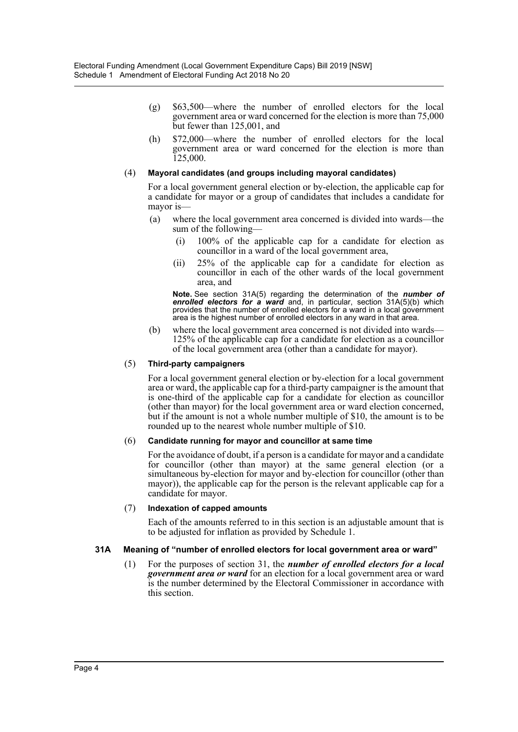(g) $63,500—where the number of enrolled electors for the local government area or ward concerned for the election is more than 75,000 but fewer than 125,001, and

(h) $72,000—where the number of enrolled electors for the local government area or ward concerned for the election is more than 125,000.

#### (4) Mayoral candidates (and groups including mayoral candidates)

For a local government general election or by-election, the applicable cap for a candidate for mayor or a group of candidates that includes a candidate for mayor is—

(a) where the local government area concerned is divided into wards—the sum of the following—

(i) 100% of the applicable cap for a candidate for election as councillor in a ward of the local government area,

(ii) 25% of the applicable cap for a candidate for election as councillor in each of the other wards of the local government area, and

**Note.** See section 31A(5) regarding the determination of the ***number of enrolled electors for a ward*** and, in particular, section 31A(5)(b) which provides that the number of enrolled electors for a ward in a local government area is the highest number of enrolled electors in any ward in that area.

(b) where the local government area concerned is not divided into wards—125% of the applicable cap for a candidate for election as a councillor of the local government area (other than a candidate for mayor).

#### (5) Third-party campaigners

For a local government general election or by-election for a local government area or ward, the applicable cap for a third-party campaigner is the amount that is one-third of the applicable cap for a candidate for election as councillor (other than mayor) for the local government area or ward election concerned, but if the amount is not a whole number multiple of $10, the amount is to be rounded up to the nearest whole number multiple of $10.

#### (6) Candidate running for mayor and councillor at same time

For the avoidance of doubt, if a person is a candidate for mayor and a candidate for councillor (other than mayor) at the same general election (or a simultaneous by-election for mayor and by-election for councillor (other than mayor)), the applicable cap for the person is the relevant applicable cap for a candidate for mayor.

#### (7) Indexation of capped amounts

Each of the amounts referred to in this section is an adjustable amount that is to be adjusted for inflation as provided by Schedule 1.

### 31A Meaning of "number of enrolled electors for local government area or ward"

(1) For the purposes of section 31, the ***number of enrolled electors for a local government area or ward*** for an election for a local government area or a ward is the number determined by the Electoral Commissioner in accordance with this section.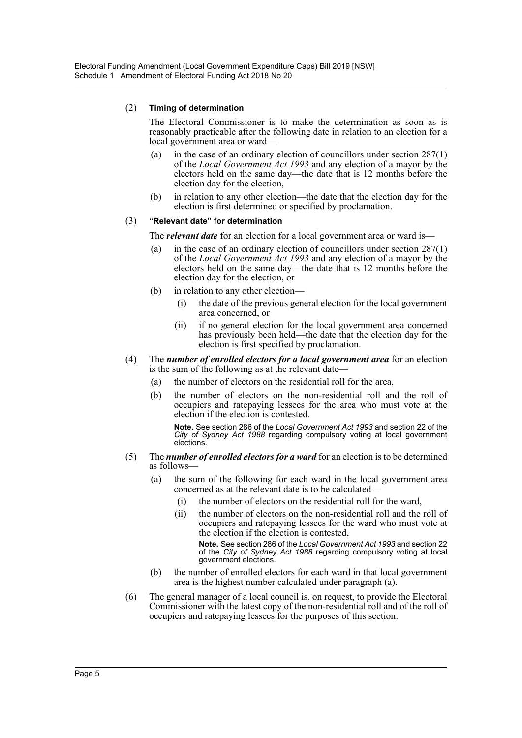(2) **Timing of determination**

The Electoral Commissioner is to make the determination as soon as is reasonably practicable after the following date in relation to an election for a local government area or ward—

(a) in the case of an ordinary election of councillors under section 287(1) of the *Local Government Act 1993* and any election of a mayor by the electors held on the same day—the date that is 12 months before the election day for the election,

(b) in relation to any other election—the date that the election day for the election is first determined or specified by proclamation.

(3) **"Relevant date" for determination**

The ***relevant date*** for an election for a local government area or ward is—

(a) in the case of an ordinary election of councillors under section 287(1) of the *Local Government Act 1993* and any election of a mayor by the electors held on the same day—the date that is 12 months before the election day for the election, or

(b) in relation to any other election—

(i) the date of the previous general election for the local government area concerned, or

(ii) if no general election for the local government area concerned has previously been held—the date that the election day for the election is first specified by proclamation.

(4) The ***number of enrolled electors for a local government area*** for an election is the sum of the following as at the relevant date—

(a) the number of electors on the residential roll for the area,

(b) the number of electors on the non-residential roll and the roll of occupiers and ratepaying lessees for the area who must vote at the election if the election is contested.

**Note.** See section 286 of the *Local Government Act 1993* and section 22 of the *City of Sydney Act 1988* regarding compulsory voting at local government elections.

(5) The ***number of enrolled electors for a ward*** for an election is to be determined as follows—

(a) the sum of the following for each ward in the local government area concerned as at the relevant date is to be calculated—

(i) the number of electors on the residential roll for the ward,

(ii) the number of electors on the non-residential roll and the roll of occupiers and ratepaying lessees for the ward who must vote at the election if the election is contested,

**Note.** See section 286 of the *Local Government Act 1993* and section 22 of the *City of Sydney Act 1988* regarding compulsory voting at local government elections.

(b) the number of enrolled electors for each ward in that local government area is the highest number calculated under paragraph (a).

(6) The general manager of a local council is, on request, to provide the Electoral Commissioner with the latest copy of the non-residential roll and of the roll of occupiers and ratepaying lessees for the purposes of this section.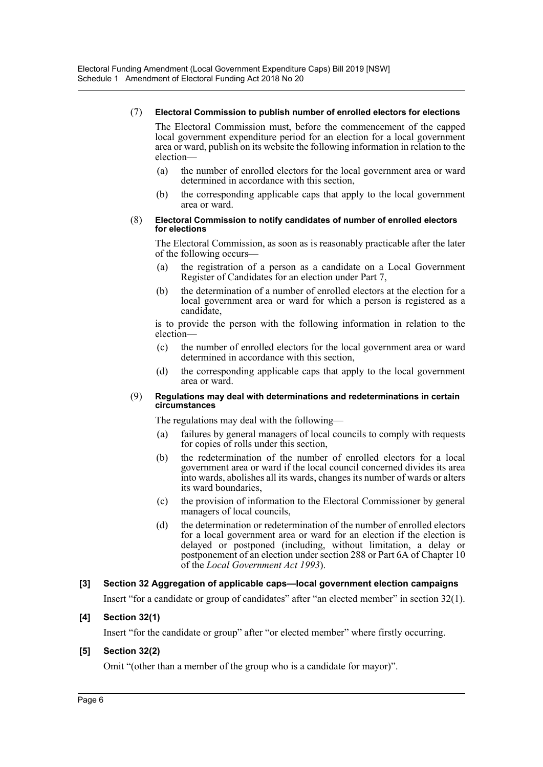(7) **Electoral Commission to publish number of enrolled electors for elections**

The Electoral Commission must, before the commencement of the capped local government expenditure period for an election for a local government area or ward, publish on its website the following information in relation to the election—

- (a) the number of enrolled electors for the local government area or ward determined in accordance with this section,
- (b) the corresponding applicable caps that apply to the local government area or ward.

(8) **Electoral Commission to notify candidates of number of enrolled electors for elections**

The Electoral Commission, as soon as is reasonably practicable after the later of the following occurs—

- (a) the registration of a person as a candidate on a Local Government Register of Candidates for an election under Part 7,
- (b) the determination of a number of enrolled electors at the election for a local government area or ward for which a person is registered as a candidate,

is to provide the person with the following information in relation to the election—

- (c) the number of enrolled electors for the local government area or ward determined in accordance with this section,
- (d) the corresponding applicable caps that apply to the local government area or ward.

(9) **Regulations may deal with determinations and redeterminations in certain circumstances**

The regulations may deal with the following—

- (a) failures by general managers of local councils to comply with requests for copies of rolls under this section,
- (b) the redetermination of the number of enrolled electors for a local government area or ward if the local council concerned divides its area into wards, abolishes all its wards, changes its number of wards or alters its ward boundaries,
- (c) the provision of information to the Electoral Commissioner by general managers of local councils,
- (d) the determination or redetermination of the number of enrolled electors for a local government area or ward for an election if the election is delayed or postponed (including, without limitation, a delay or postponement of an election under section 288 or Part 6A of Chapter 10 of the *Local Government Act 1993*).

**[3] Section 32 Aggregation of applicable caps—local government election campaigns**

Insert "for a candidate or group of candidates" after "an elected member" in section 32(1).

**[4] Section 32(1)**

Insert "for the candidate or group" after "or elected member" where firstly occurring.

**[5] Section 32(2)**

Omit "(other than a member of the group who is a candidate for mayor)".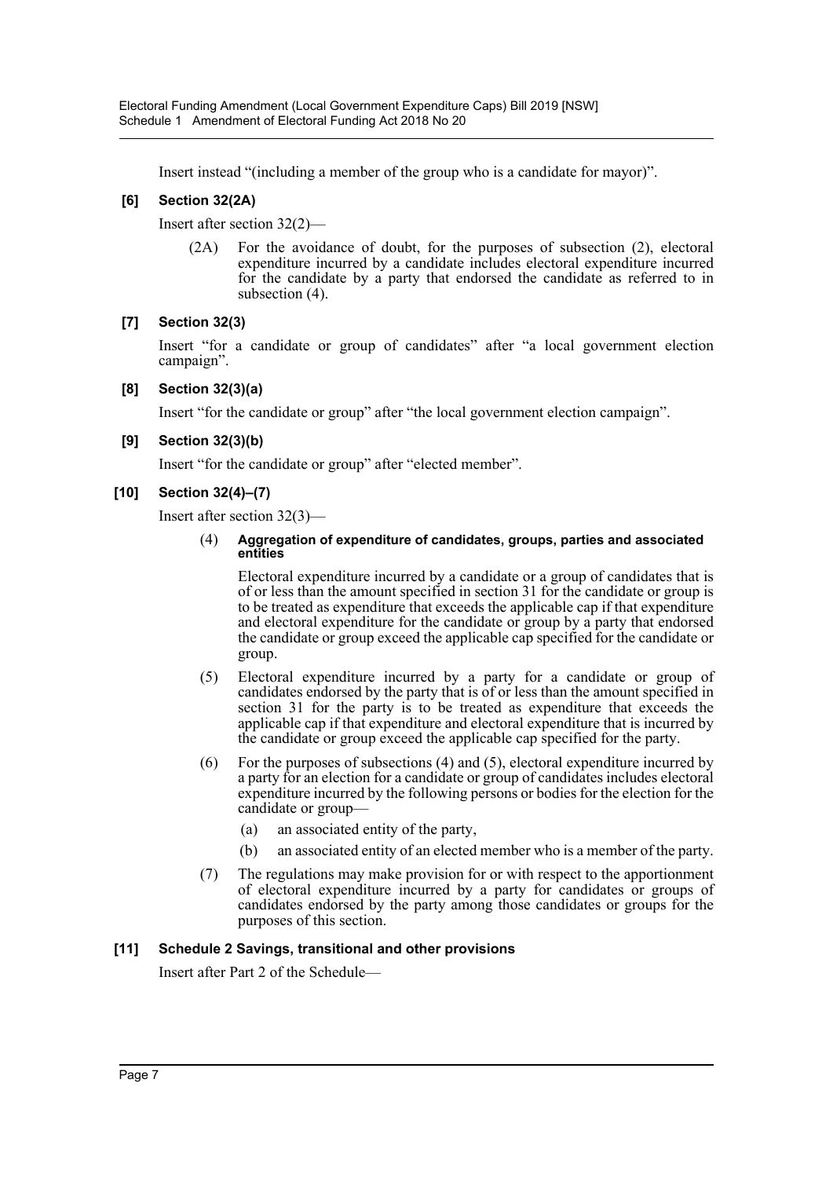Insert instead "(including a member of the group who is a candidate for mayor)".

### [6] Section 32(2A)

Insert after section 32(2)—

(2A) For the avoidance of doubt, for the purposes of subsection (2), electoral expenditure incurred by a candidate includes electoral expenditure incurred for the candidate by a party that endorsed the candidate as referred to in subsection (4).

### [7] Section 32(3)

Insert "for a candidate or group of candidates" after "a local government election campaign".

### [8] Section 32(3)(a)

Insert "for the candidate or group" after "the local government election campaign".

### [9] Section 32(3)(b)

Insert "for the candidate or group" after "elected member".

### [10] Section 32(4)–(7)

Insert after section 32(3)—

(4) **Aggregation of expenditure of candidates, groups, parties and associated entities**

Electoral expenditure incurred by a candidate or a group of candidates that is of or less than the amount specified in section 31 for the candidate or group is to be treated as expenditure that exceeds the applicable cap if that expenditure and electoral expenditure for the candidate or group by a party that endorsed the candidate or group exceed the applicable cap specified for the candidate or group.

(5) Electoral expenditure incurred by a party for a candidate or group of candidates endorsed by the party that is of or less than the amount specified in section 31 for the party is to be treated as expenditure that exceeds the applicable cap if that expenditure and electoral expenditure that is incurred by the candidate or group exceed the applicable cap specified for the party.

(6) For the purposes of subsections (4) and (5), electoral expenditure incurred by a party for an election for a candidate or group of candidates includes electoral expenditure incurred by the following persons or bodies for the election for the candidate or group—

- (a) an associated entity of the party,
- (b) an associated entity of an elected member who is a member of the party.

(7) The regulations may make provision for or with respect to the apportionment of electoral expenditure incurred by a party for candidates or groups of candidates endorsed by the party among those candidates or groups for the purposes of this section.

### [11] Schedule 2 Savings, transitional and other provisions

Insert after Part 2 of the Schedule—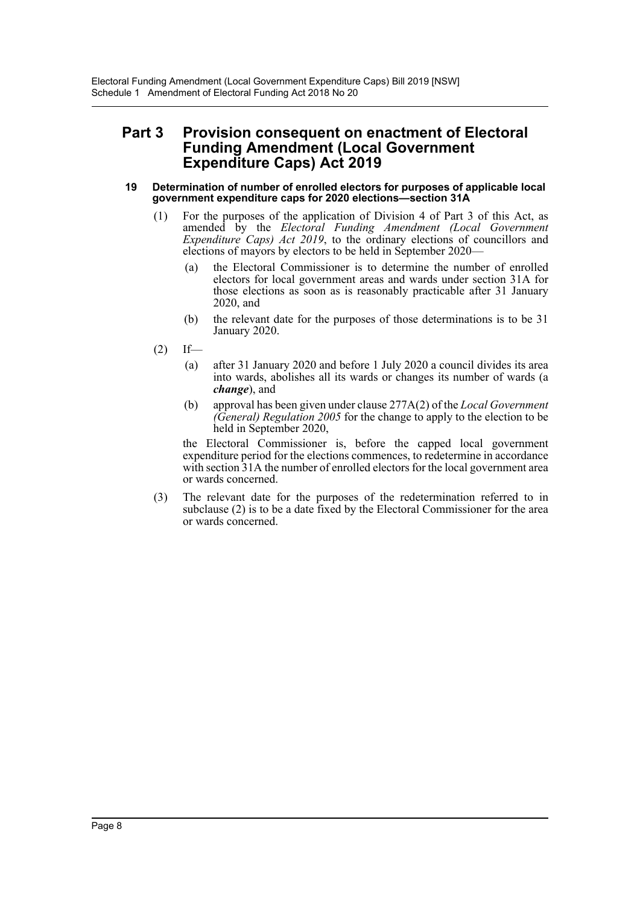## Part 3 Provision consequent on enactment of Electoral Funding Amendment (Local Government Expenditure Caps) Act 2019

### 19 Determination of number of enrolled electors for purposes of applicable local government expenditure caps for 2020 elections—section 31A

(1) For the purposes of the application of Division 4 of Part 3 of this Act, as amended by the *Electoral Funding Amendment (Local Government Expenditure Caps) Act 2019*, to the ordinary elections of councillors and elections of mayors by electors to be held in September 2020—

- (a) the Electoral Commissioner is to determine the number of enrolled electors for local government areas and wards under section 31A for those elections as soon as is reasonably practicable after 31 January 2020, and
- (b) the relevant date for the purposes of those determinations is to be 31 January 2020.

(2) If—

- (a) after 31 January 2020 and before 1 July 2020 a council divides its area into wards, abolishes all its wards or changes its number of wards (a ***change***), and
- (b) approval has been given under clause 277A(2) of the *Local Government (General) Regulation 2005* for the change to apply to the election to be held in September 2020,

the Electoral Commissioner is, before the capped local government expenditure period for the elections commences, to redetermine in accordance with section 31A the number of enrolled electors for the local government area or wards concerned.

(3) The relevant date for the purposes of the redetermination referred to in subclause (2) is to be a date fixed by the Electoral Commissioner for the area or wards concerned.